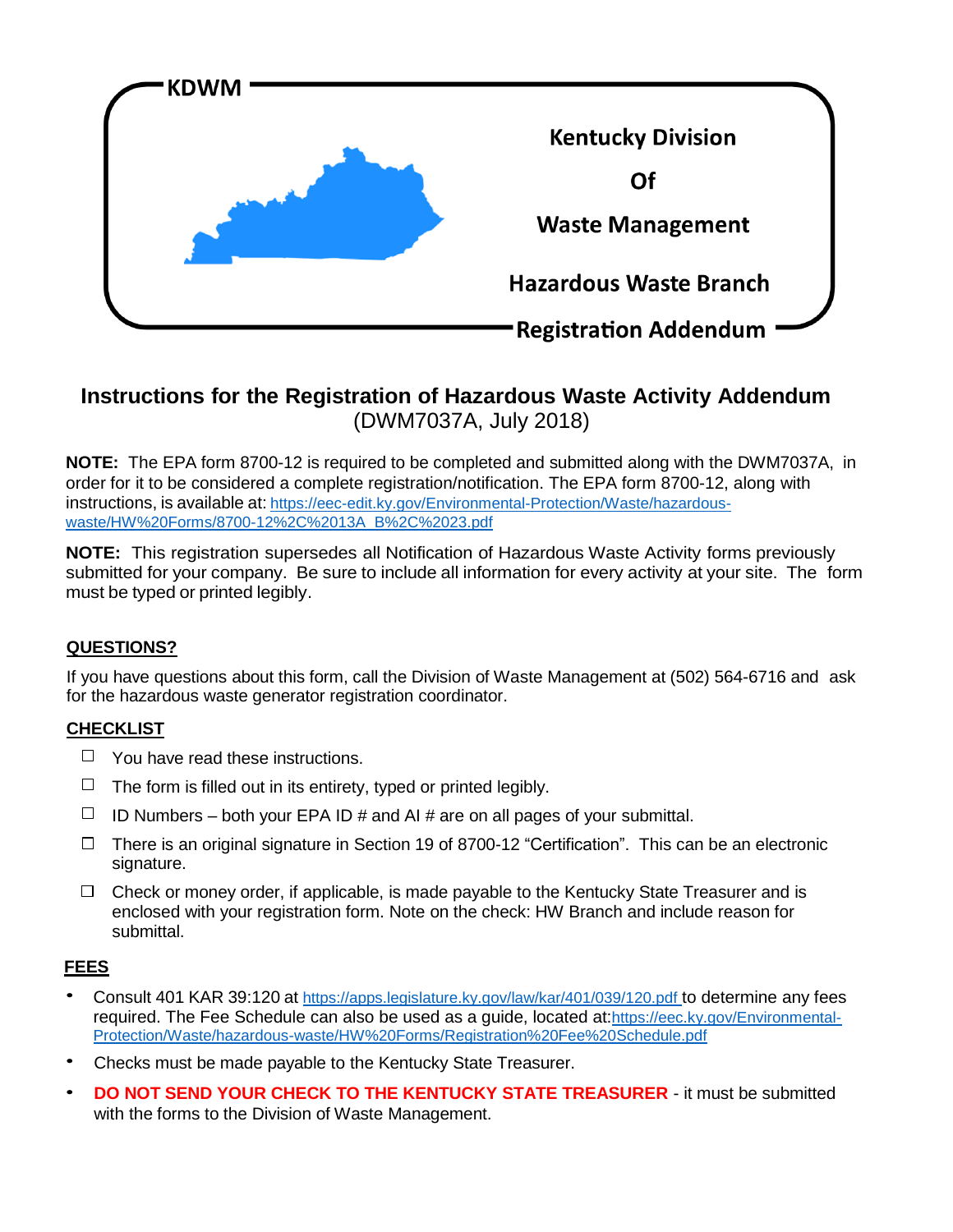KDWM

**Kentucky Division Of Waste Management**

**Hazardous Waste Branch**

**Registration Addendum**

# Instructions for the Registration of Hazardous Waste Activity Addendum

(DWM7037A, July 2018)

**NOTE:** The EPA form 8700-12 is required to be completed and submitted along with the DWM7037A, in order for it to be considered a complete registration/notification. The EPA form 8700-12, along with instructions, is available at: https://eec-edit.ky.gov/Environmental-Protection/Waste/hazardous-waste/HW%20Forms/8700-12%2C%2013A_B%2C%2023.pdf

**NOTE:** This registration supersedes all Notification of Hazardous Waste Activity forms previously submitted for your company. Be sure to include all information for every activity at your site. The form must be typed or printed legibly.

## QUESTIONS?

If you have questions about this form, call the Division of Waste Management at (502) 564-6716 and ask for the hazardous waste generator registration coordinator.

## CHECKLIST

- ☐ You have read these instructions.
- ☐ The form is filled out in its entirety, typed or printed legibly.
- ☐ ID Numbers – both your EPA ID # and AI # are on all pages of your submittal.
- ☐ There is an original signature in Section 19 of 8700-12 "Certification". This can be an electronic signature.
- ☐ Check or money order, if applicable, is made payable to the Kentucky State Treasurer and is enclosed with your registration form. Note on the check: HW Branch and include reason for submittal.

## FEES

- Consult 401 KAR 39:120 at https://apps.legislature.ky.gov/law/kar/401/039/120.pdf to determine any fees required. The Fee Schedule can also be used as a guide, located at: https://eec.ky.gov/Environmental-Protection/Waste/hazardous-waste/HW%20Forms/Registration%20Fee%20Schedule.pdf
- Checks must be made payable to the Kentucky State Treasurer.
- **DO NOT SEND YOUR CHECK TO THE KENTUCKY STATE TREASURER** - it must be submitted with the forms to the Division of Waste Management.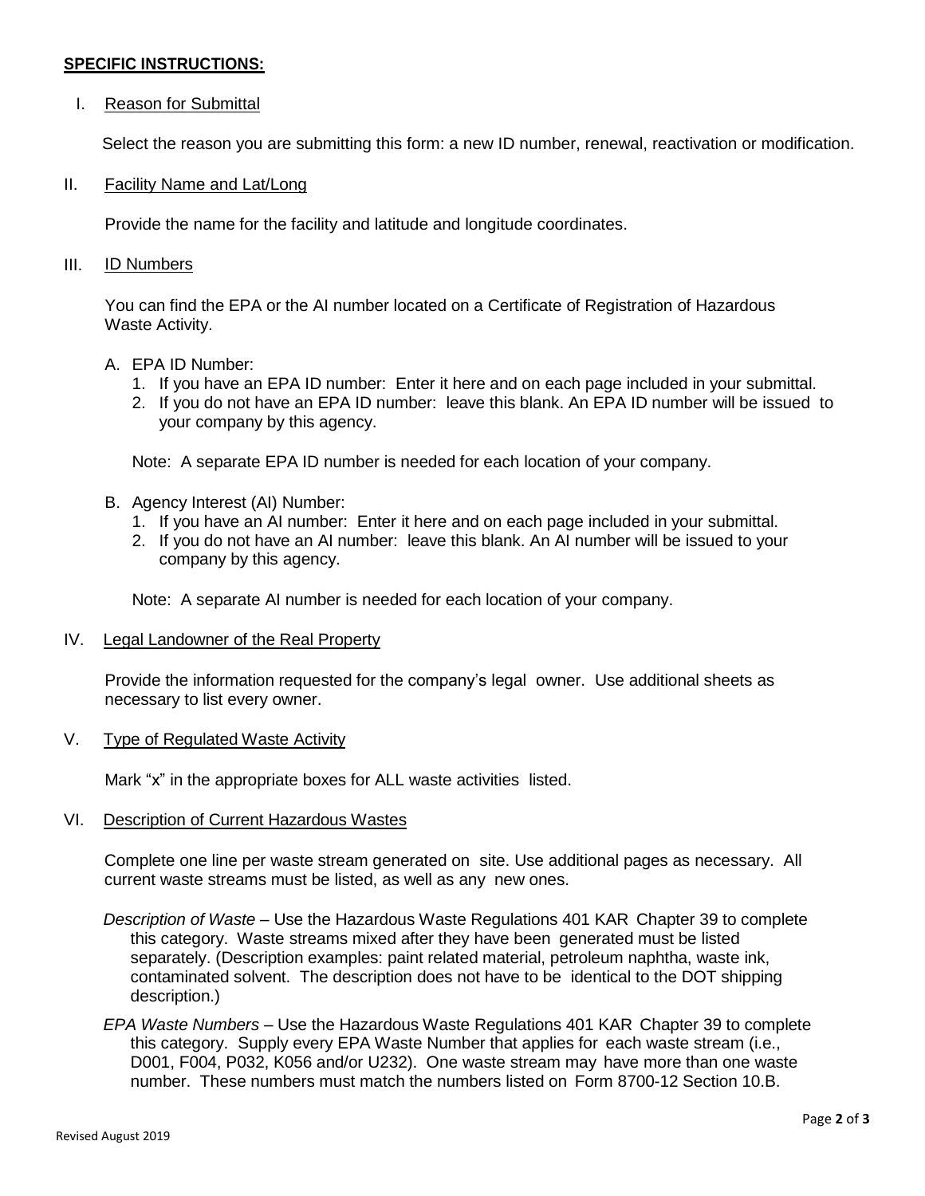**SPECIFIC INSTRUCTIONS:**

I. Reason for Submittal

Select the reason you are submitting this form: a new ID number, renewal, reactivation or modification.

II. Facility Name and Lat/Long

Provide the name for the facility and latitude and longitude coordinates.

III. ID Numbers

You can find the EPA or the AI number located on a Certificate of Registration of Hazardous Waste Activity.

A. EPA ID Number:
   1. If you have an EPA ID number: Enter it here and on each page included in your submittal.
   2. If you do not have an EPA ID number: leave this blank. An EPA ID number will be issued to your company by this agency.

   Note: A separate EPA ID number is needed for each location of your company.

B. Agency Interest (AI) Number:
   1. If you have an AI number: Enter it here and on each page included in your submittal.
   2. If you do not have an AI number: leave this blank. An AI number will be issued to your company by this agency.

   Note: A separate AI number is needed for each location of your company.

IV. Legal Landowner of the Real Property

Provide the information requested for the company's legal owner. Use additional sheets as necessary to list every owner.

V. Type of Regulated Waste Activity

Mark "x" in the appropriate boxes for ALL waste activities listed.

VI. Description of Current Hazardous Wastes

Complete one line per waste stream generated on site. Use additional pages as necessary. All current waste streams must be listed, as well as any new ones.

*Description of Waste* – Use the Hazardous Waste Regulations 401 KAR Chapter 39 to complete this category. Waste streams mixed after they have been generated must be listed separately. (Description examples: paint related material, petroleum naphtha, waste ink, contaminated solvent. The description does not have to be identical to the DOT shipping description.)

*EPA Waste Numbers* – Use the Hazardous Waste Regulations 401 KAR Chapter 39 to complete this category. Supply every EPA Waste Number that applies for each waste stream (i.e., D001, F004, P032, K056 and/or U232). One waste stream may have more than one waste number. These numbers must match the numbers listed on Form 8700-12 Section 10.B.

Revised August 2019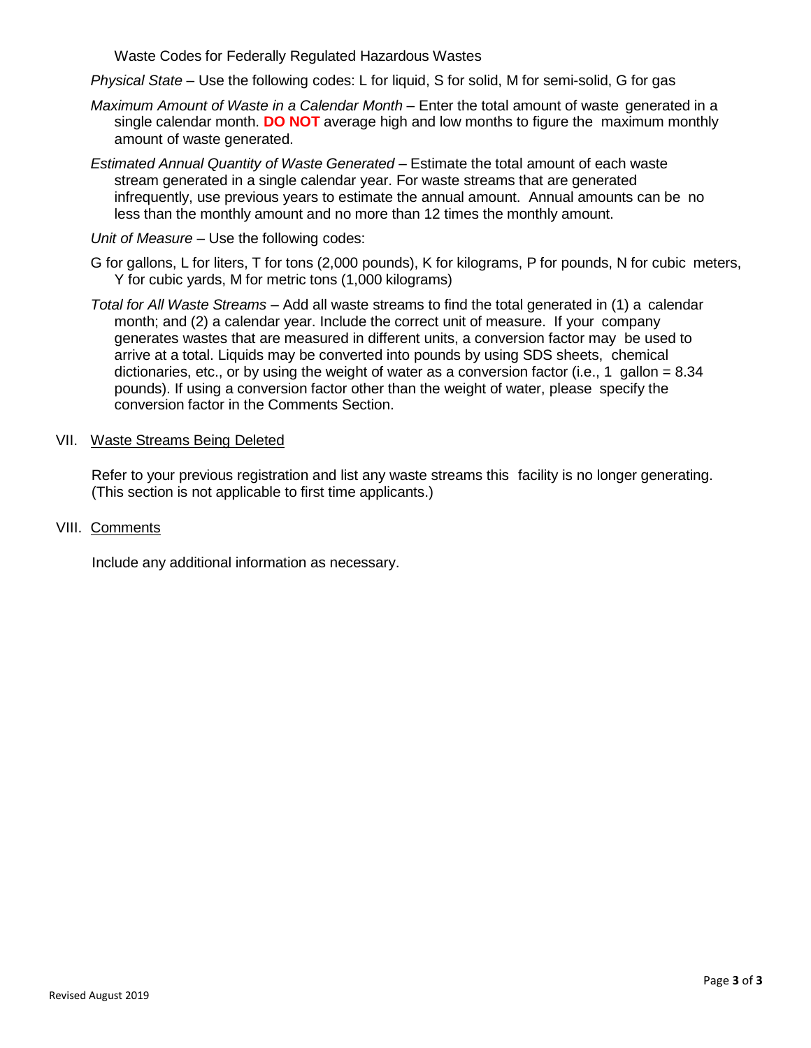Waste Codes for Federally Regulated Hazardous Wastes

*Physical State* – Use the following codes: L for liquid, S for solid, M for semi-solid, G for gas

*Maximum Amount of Waste in a Calendar Month* – Enter the total amount of waste generated in a single calendar month. **DO NOT** average high and low months to figure the maximum monthly amount of waste generated.

*Estimated Annual Quantity of Waste Generated* – Estimate the total amount of each waste stream generated in a single calendar year. For waste streams that are generated infrequently, use previous years to estimate the annual amount. Annual amounts can be no less than the monthly amount and no more than 12 times the monthly amount.

*Unit of Measure* – Use the following codes:

G for gallons, L for liters, T for tons (2,000 pounds), K for kilograms, P for pounds, N for cubic meters, Y for cubic yards, M for metric tons (1,000 kilograms)

*Total for All Waste Streams* – Add all waste streams to find the total generated in (1) a calendar month; and (2) a calendar year. Include the correct unit of measure. If your company generates wastes that are measured in different units, a conversion factor may be used to arrive at a total. Liquids may be converted into pounds by using SDS sheets, chemical dictionaries, etc., or by using the weight of water as a conversion factor (i.e., 1 gallon = 8.34 pounds). If using a conversion factor other than the weight of water, please specify the conversion factor in the Comments Section.

## VII. Waste Streams Being Deleted

Refer to your previous registration and list any waste streams this facility is no longer generating. (This section is not applicable to first time applicants.)

## VIII. Comments

Include any additional information as necessary.

Revised August 2019